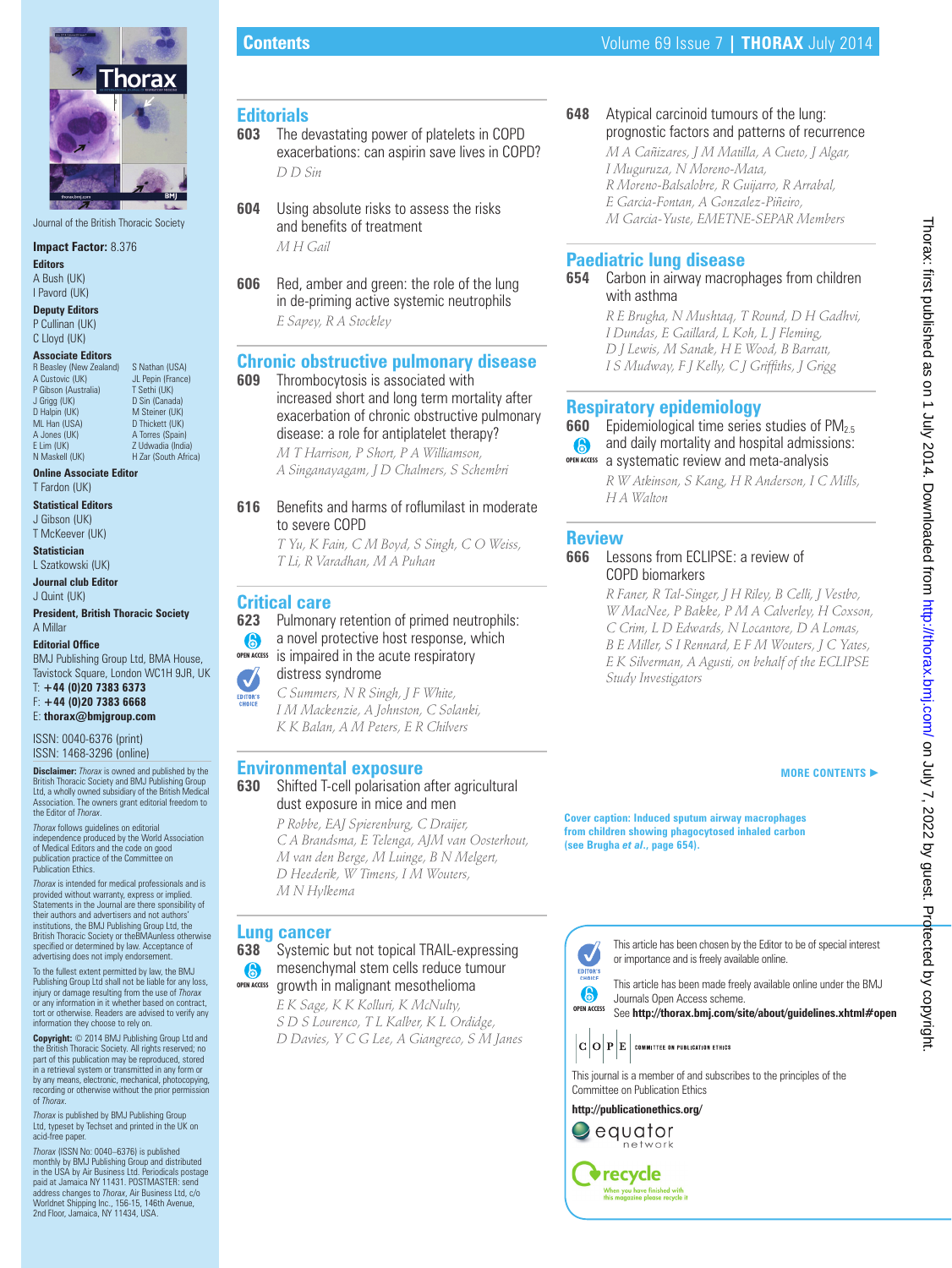Journal of the British Thoracic Society

**Impact Factor:** 8.376

**Editors**
A Bush (UK)
I Pavord (UK)

**Deputy Editors**
P Cullinan (UK)
C Lloyd (UK)

**Associate Editors**
R Beasley (New Zealand)
A Custovic (UK)
P Gibson (Australia)
J Grigg (UK)
D Halpin (UK)
ML Han (USA)
A Jones (UK)
E Lim (UK)
N Maskell (UK)
S Nathan (USA)
JL Pepin (France)
T Sethi (UK)
D Sin (Canada)
M Steiner (UK)
D Thickett (UK)
A Torres (Spain)
Z Udwadia (India)
H Zar (South Africa)

**Online Associate Editor**
T Fardon (UK)

**Statistical Editors**
J Gibson (UK)
T McKeever (UK)

**Statistician**
L Szatkowski (UK)

**Journal club Editor**
J Quint (UK)

**President, British Thoracic Society**
A Millar

**Editorial Office**
BMJ Publishing Group Ltd, BMA House, Tavistock Square, London WC1H 9JR, UK
T: **+44 (0)20 7383 6373**
F: **+44 (0)20 7383 6668**
E: **thorax@bmjgroup.com**

ISSN: 0040-6376 (print)
ISSN: 1468-3296 (online)

**Disclaimer:** *Thorax* is owned and published by the British Thoracic Society and BMJ Publishing Group Ltd, a wholly owned subsidiary of the British Medical Association. The owners grant editorial freedom to the Editor of *Thorax*.

*Thorax* follows guidelines on editorial independence produced by the World Association of Medical Editors and the code on good publication practice of the Committee on Publication Ethics.

*Thorax* is intended for medical professionals and is provided without warranty, express or implied. Statements in the Journal are there sponsibility of their authors and advertisers and not authors' institutions, the BMJ Publishing Group Ltd, the British Thoracic Society or theBMAunless otherwise specified or determined by law. Acceptance of advertising does not imply endorsement.

To the fullest extent permitted by law, the BMJ Publishing Group Ltd shall not be liable for any loss, injury or damage resulting from the use of *Thorax* or any information in it whether based on contract, tort or otherwise. Readers are advised to verify any information they choose to rely on.

**Copyright:** © 2014 BMJ Publishing Group Ltd and the British Thoracic Society. All rights reserved; no part of this publication may be reproduced, stored in a retrieval system or transmitted in any form or by any means, electronic, mechanical, photocopying, recording or otherwise without the prior permission of *Thorax*.

*Thorax* is published by BMJ Publishing Group Ltd, typeset by Techset and printed in the UK on acid-free paper.

*Thorax* (ISSN No: 0040–6376) is published monthly by BMJ Publishing Group and distributed in the USA by Air Business Ltd. Periodicals postage paid at Jamaica NY 11431. POSTMASTER: send address changes to *Thorax*, Air Business Ltd, c/o Worldnet Shipping Inc., 156-15, 146th Avenue, 2nd Floor, Jamaica, NY 11434, USA.

# Contents

## Editorials

**603** The devastating power of platelets in COPD exacerbations: can aspirin save lives in COPD?
*D D Sin*

**604** Using absolute risks to assess the risks and benefits of treatment
*M H Gail*

**606** Red, amber and green: the role of the lung in de-priming active systemic neutrophils
*E Sapey, R A Stockley*

## Chronic obstructive pulmonary disease

**609** Thrombocytosis is associated with increased short and long term mortality after exacerbation of chronic obstructive pulmonary disease: a role for antiplatelet therapy?
*M T Harrison, P Short, P A Williamson, A Singanayagam, J D Chalmers, S Schembri*

**616** Benefits and harms of roflumilast in moderate to severe COPD
*T Yu, K Fain, C M Boyd, S Singh, C O Weiss, T Li, R Varadhan, M A Puhan*

## Critical care

**623** Pulmonary retention of primed neutrophils: a novel protective host response, which is impaired in the acute respiratory distress syndrome (OPEN ACCESS; EDITOR'S CHOICE)
*C Summers, N R Singh, J F White, I M Mackenzie, A Johnston, C Solanki, K K Balan, A M Peters, E R Chilvers*

## Environmental exposure

**630** Shifted T-cell polarisation after agricultural dust exposure in mice and men
*P Robbe, EAJ Spierenburg, C Draijer, C A Brandsma, E Telenga, AJM van Oosterhout, M van den Berge, M Luinge, B N Melgert, D Heederik, W Timens, I M Wouters, M N Hylkema*

## Lung cancer

**638** Systemic but not topical TRAIL-expressing mesenchymal stem cells reduce tumour growth in malignant mesothelioma (OPEN ACCESS)
*E K Sage, K K Kolluri, K McNulty, S D S Lourenco, T L Kalber, K L Ordidge, D Davies, Y C G Lee, A Giangreco, S M Janes*

**648** Atypical carcinoid tumours of the lung: prognostic factors and patterns of recurrence
*M A Cañizares, J M Matilla, A Cueto, J Algar, I Muguruza, N Moreno-Mata, R Moreno-Balsalobre, R Guijarro, R Arrabal, E Garcia-Fontan, A Gonzalez-Piñeiro, M Garcia-Yuste, EMETNE-SEPAR Members*

## Paediatric lung disease

**654** Carbon in airway macrophages from children with asthma
*R E Brugha, N Mushtaq, T Round, D H Gadhvi, I Dundas, E Gaillard, L Koh, L J Fleming, D J Lewis, M Sanak, H E Wood, B Barratt, I S Mudway, F J Kelly, C J Griffiths, J Grigg*

## Respiratory epidemiology

**660** Epidemiological time series studies of $PM_{2.5}$ and daily mortality and hospital admissions: a systematic review and meta-analysis (OPEN ACCESS)
*R W Atkinson, S Kang, H R Anderson, I C Mills, H A Walton*

## Review

**666** Lessons from ECLIPSE: a review of COPD biomarkers
*R Faner, R Tal-Singer, J H Riley, B Celli, J Vestbo, W MacNee, P Bakke, P M A Calverley, H Coxson, C Crim, L D Edwards, N Locantore, D A Lomas, B E Miller, S I Rennard, E F M Wouters, J C Yates, E K Silverman, A Agusti, on behalf of the ECLIPSE Study Investigators*

**MORE CONTENTS ▶**

**Cover caption: Induced sputum airway macrophages from children showing phagocytosed inhaled carbon (see Brugha *et al*., page 654).**

EDITOR'S CHOICE: This article has been chosen by the Editor to be of special interest or importance and is freely available online.

OPEN ACCESS: This article has been made freely available online under the BMJ Journals Open Access scheme.
See **http://thorax.bmj.com/site/about/guidelines.xhtml#open**

COPE — COMMITTEE ON PUBLICATION ETHICS

This journal is a member of and subscribes to the principles of the Committee on Publication Ethics

**http://publicationethics.org/**

equator network

recycle — When you have finished with this magazine please recycle it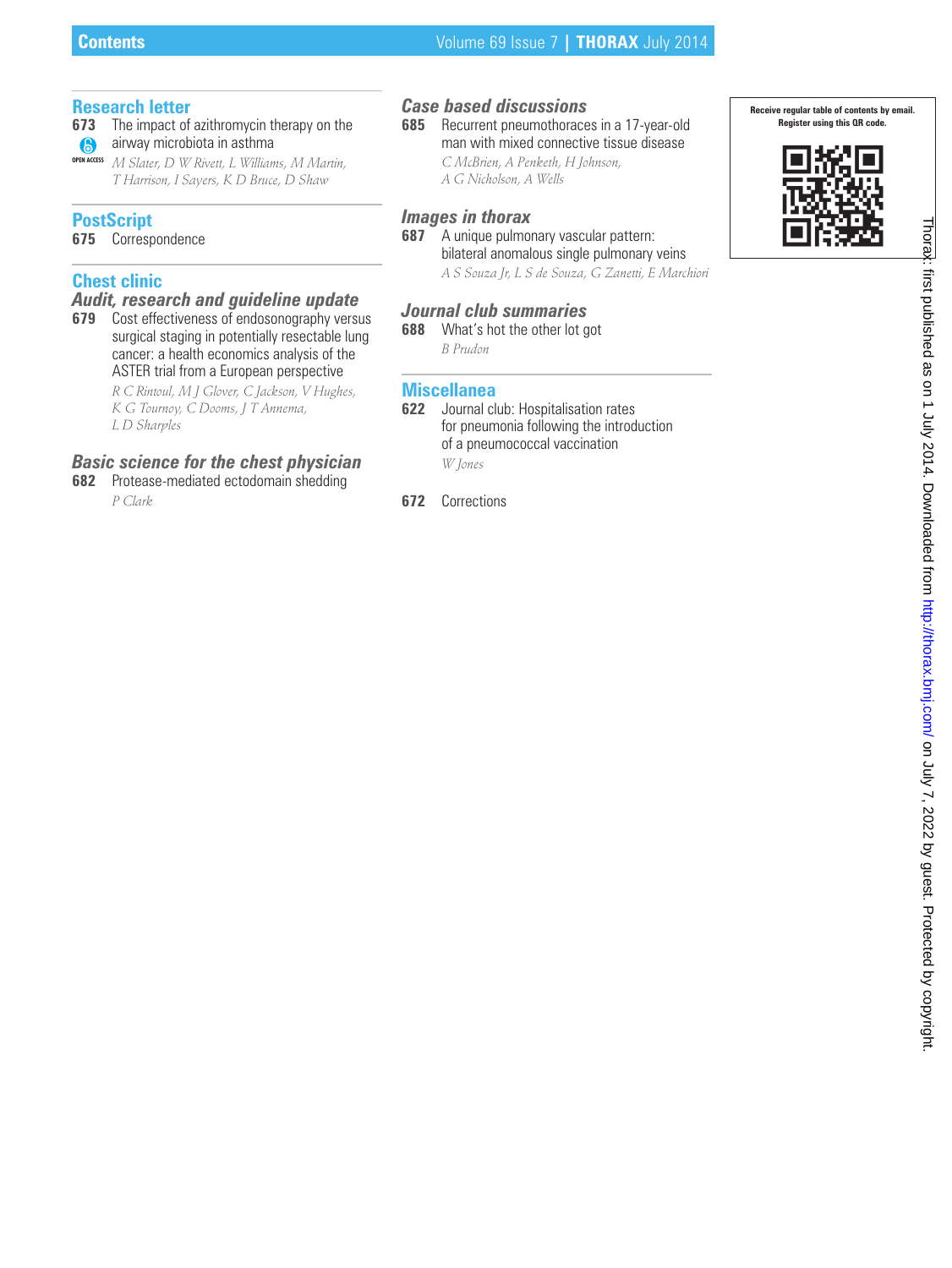## Research letter

**673** The impact of azithromycin therapy on the airway microbiota in asthma

OPEN ACCESS

*M Slater, D W Rivett, L Williams, M Martin, T Harrison, I Sayers, K D Bruce, D Shaw*

## PostScript

**675** Correspondence

## Chest clinic

### *Audit, research and guideline update*

**679** Cost effectiveness of endosonography versus surgical staging in potentially resectable lung cancer: a health economics analysis of the ASTER trial from a European perspective

*R C Rintoul, M J Glover, C Jackson, V Hughes, K G Tournoy, C Dooms, J T Annema, L D Sharples*

### *Basic science for the chest physician*

**682** Protease-mediated ectodomain shedding

*P Clark*

### *Case based discussions*

**685** Recurrent pneumothoraces in a 17-year-old man with mixed connective tissue disease

*C McBrien, A Penketh, H Johnson, A G Nicholson, A Wells*

### *Images in thorax*

**687** A unique pulmonary vascular pattern: bilateral anomalous single pulmonary veins

*A S Souza Jr, L S de Souza, G Zanetti, E Marchiori*

### *Journal club summaries*

**688** What's hot the other lot got

*B Prudon*

## Miscellanea

**622** Journal club: Hospitalisation rates for pneumonia following the introduction of a pneumococcal vaccination

*W Jones*

**672** Corrections

Receive regular table of contents by email. Register using this QR code.